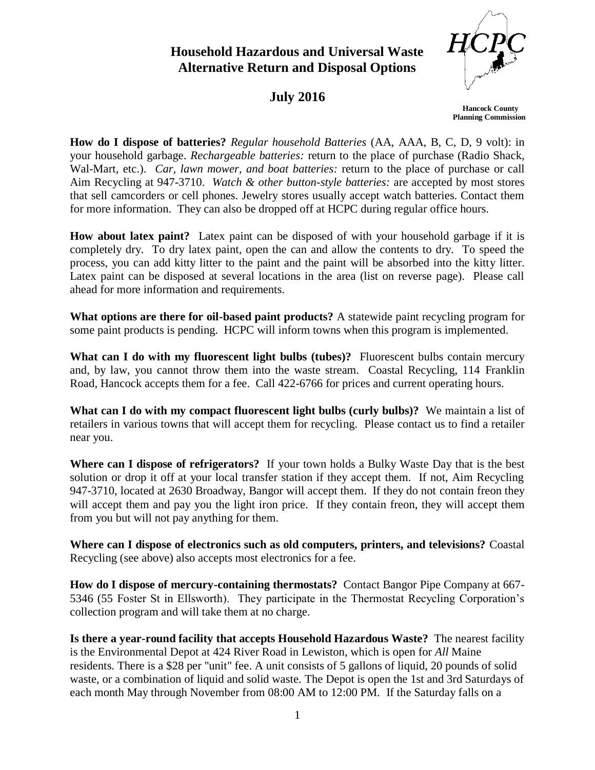# Household Hazardous and Universal Waste Alternative Return and Disposal Options

## July 2016

HCPC

Hancock County Planning Commission

**How do I dispose of batteries?** *Regular household Batteries* (AA, AAA, B, C, D, 9 volt): in your household garbage. *Rechargeable batteries:* return to the place of purchase (Radio Shack, Wal-Mart, etc.). *Car, lawn mower, and boat batteries:* return to the place of purchase or call Aim Recycling at 947-3710. *Watch & other button-style batteries:* are accepted by most stores that sell camcorders or cell phones. Jewelry stores usually accept watch batteries. Contact them for more information. They can also be dropped off at HCPC during regular office hours.

**How about latex paint?** Latex paint can be disposed of with your household garbage if it is completely dry. To dry latex paint, open the can and allow the contents to dry. To speed the process, you can add kitty litter to the paint and the paint will be absorbed into the kitty litter. Latex paint can be disposed at several locations in the area (list on reverse page). Please call ahead for more information and requirements.

**What options are there for oil-based paint products?** A statewide paint recycling program for some paint products is pending. HCPC will inform towns when this program is implemented.

**What can I do with my fluorescent light bulbs (tubes)?** Fluorescent bulbs contain mercury and, by law, you cannot throw them into the waste stream. Coastal Recycling, 114 Franklin Road, Hancock accepts them for a fee. Call 422-6766 for prices and current operating hours.

**What can I do with my compact fluorescent light bulbs (curly bulbs)?** We maintain a list of retailers in various towns that will accept them for recycling. Please contact us to find a retailer near you.

**Where can I dispose of refrigerators?** If your town holds a Bulky Waste Day that is the best solution or drop it off at your local transfer station if they accept them. If not, Aim Recycling 947-3710, located at 2630 Broadway, Bangor will accept them. If they do not contain freon they will accept them and pay you the light iron price. If they contain freon, they will accept them from you but will not pay anything for them.

**Where can I dispose of electronics such as old computers, printers, and televisions?** Coastal Recycling (see above) also accepts most electronics for a fee.

**How do I dispose of mercury-containing thermostats?** Contact Bangor Pipe Company at 667-5346 (55 Foster St in Ellsworth). They participate in the Thermostat Recycling Corporation's collection program and will take them at no charge.

**Is there a year-round facility that accepts Household Hazardous Waste?** The nearest facility is the Environmental Depot at 424 River Road in Lewiston, which is open for *All* Maine residents. There is a $28 per "unit" fee. A unit consists of 5 gallons of liquid, 20 pounds of solid waste, or a combination of liquid and solid waste. The Depot is open the 1st and 3rd Saturdays of each month May through November from 08:00 AM to 12:00 PM. If the Saturday falls on a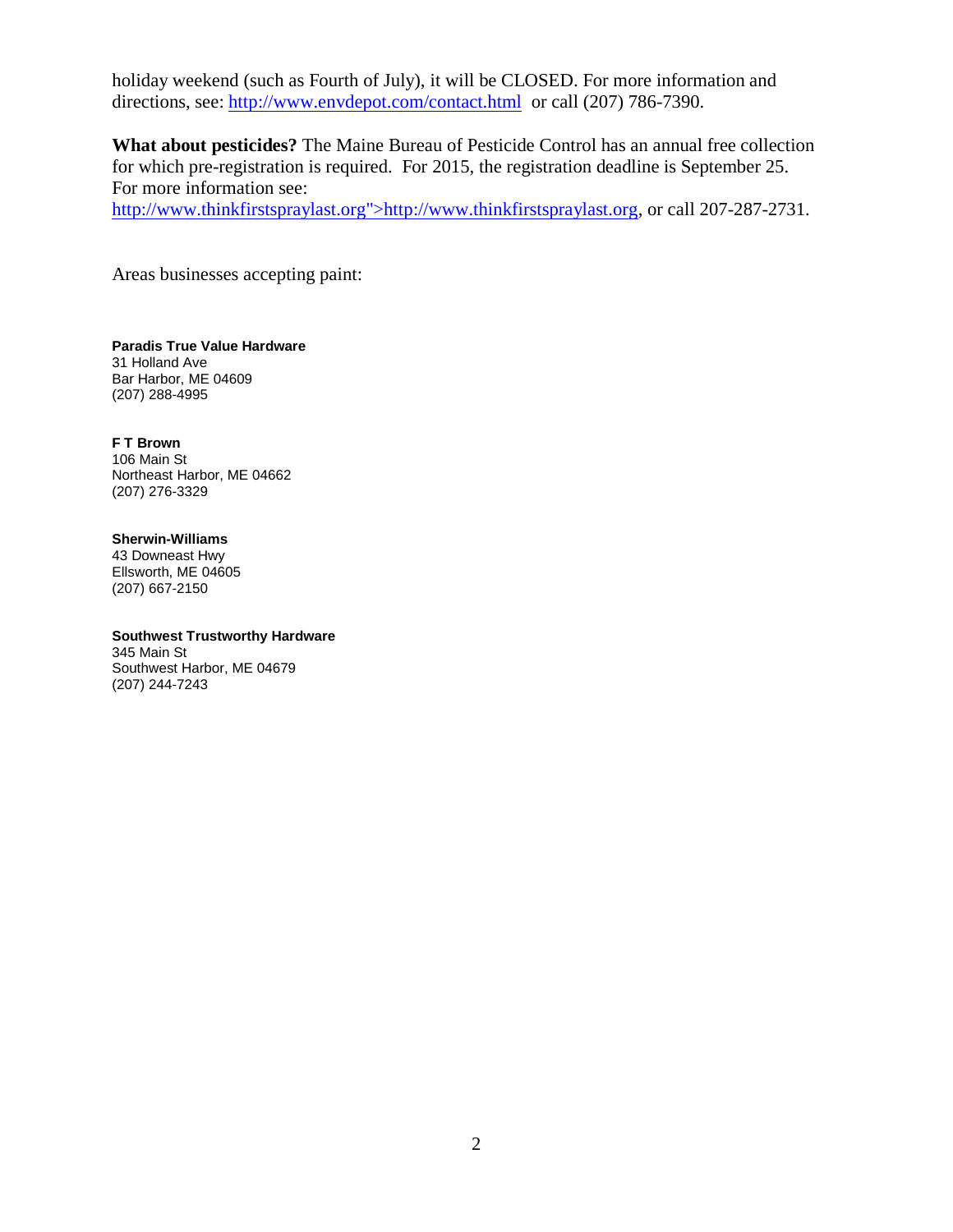holiday weekend (such as Fourth of July), it will be CLOSED. For more information and directions, see: http://www.envdepot.com/contact.html or call (207) 786-7390.

**What about pesticides?** The Maine Bureau of Pesticide Control has an annual free collection for which pre-registration is required. For 2015, the registration deadline is September 25. For more information see:
http://www.thinkfirstspraylast.org">http://www.thinkfirstspraylast.org, or call 207-287-2731.

Areas businesses accepting paint:

**Paradis True Value Hardware**
31 Holland Ave
Bar Harbor, ME 04609
(207) 288-4995

**F T Brown**
106 Main St
Northeast Harbor, ME 04662
(207) 276-3329

**Sherwin-Williams**
43 Downeast Hwy
Ellsworth, ME 04605
(207) 667-2150

**Southwest Trustworthy Hardware**
345 Main St
Southwest Harbor, ME 04679
(207) 244-7243